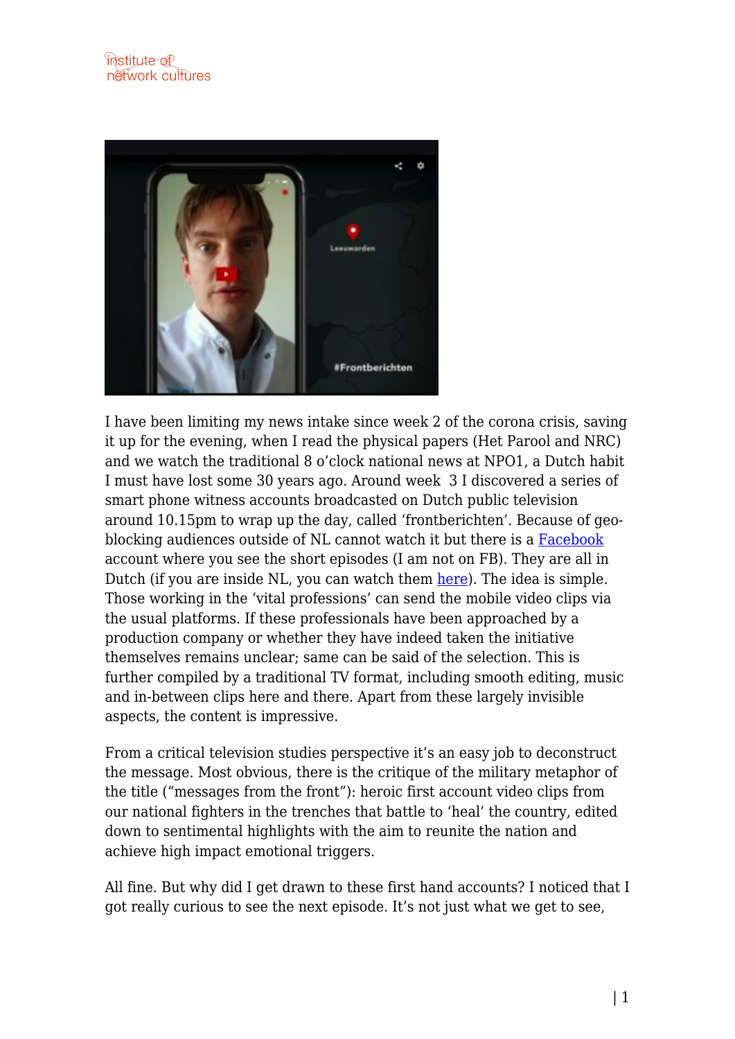I have been limiting my news intake since week 2 of the corona crisis, saving it up for the evening, when I read the physical papers (Het Parool and NRC) and we watch the traditional 8 o'clock national news at NPO1, a Dutch habit I must have lost some 30 years ago. Around week 3 I discovered a series of smart phone witness accounts broadcasted on Dutch public television around 10.15pm to wrap up the day, called 'frontberichten'. Because of geo-blocking audiences outside of NL cannot watch it but there is a Facebook account where you see the short episodes (I am not on FB). They are all in Dutch (if you are inside NL, you can watch them here). The idea is simple. Those working in the 'vital professions' can send the mobile video clips via the usual platforms. If these professionals have been approached by a production company or whether they have indeed taken the initiative themselves remains unclear; same can be said of the selection. This is further compiled by a traditional TV format, including smooth editing, music and in-between clips here and there. Apart from these largely invisible aspects, the content is impressive.

From a critical television studies perspective it's an easy job to deconstruct the message. Most obvious, there is the critique of the military metaphor of the title ("messages from the front"): heroic first account video clips from our national fighters in the trenches that battle to 'heal' the country, edited down to sentimental highlights with the aim to reunite the nation and achieve high impact emotional triggers.

All fine. But why did I get drawn to these first hand accounts? I noticed that I got really curious to see the next episode. It's not just what we get to see,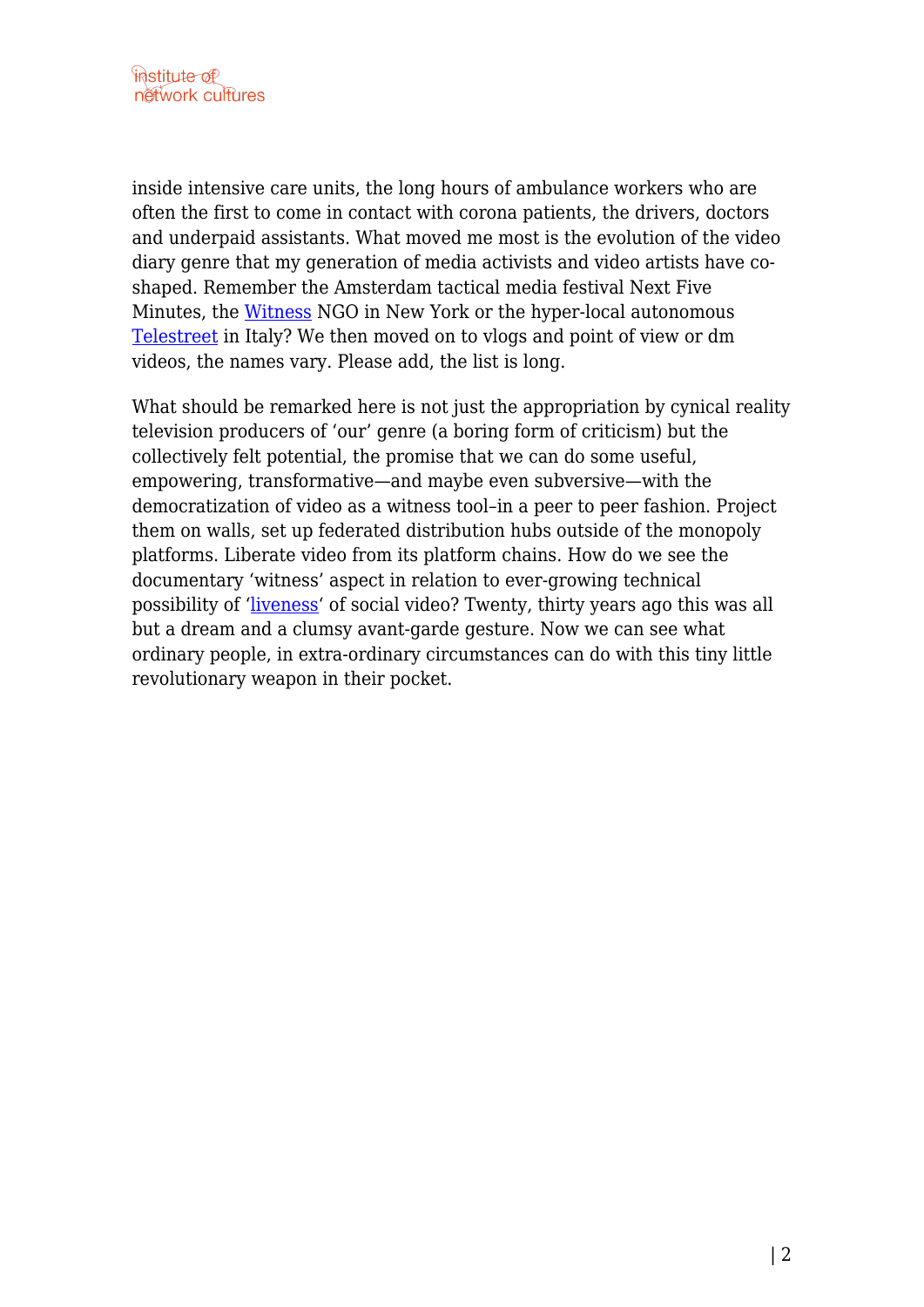inside intensive care units, the long hours of ambulance workers who are often the first to come in contact with corona patients, the drivers, doctors and underpaid assistants. What moved me most is the evolution of the video diary genre that my generation of media activists and video artists have co-shaped. Remember the Amsterdam tactical media festival Next Five Minutes, the Witness NGO in New York or the hyper-local autonomous Telestreet in Italy? We then moved on to vlogs and point of view or dm videos, the names vary. Please add, the list is long.

What should be remarked here is not just the appropriation by cynical reality television producers of 'our' genre (a boring form of criticism) but the collectively felt potential, the promise that we can do some useful, empowering, transformative—and maybe even subversive—with the democratization of video as a witness tool–in a peer to peer fashion. Project them on walls, set up federated distribution hubs outside of the monopoly platforms. Liberate video from its platform chains. How do we see the documentary 'witness' aspect in relation to ever-growing technical possibility of 'liveness' of social video? Twenty, thirty years ago this was all but a dream and a clumsy avant-garde gesture. Now we can see what ordinary people, in extra-ordinary circumstances can do with this tiny little revolutionary weapon in their pocket.